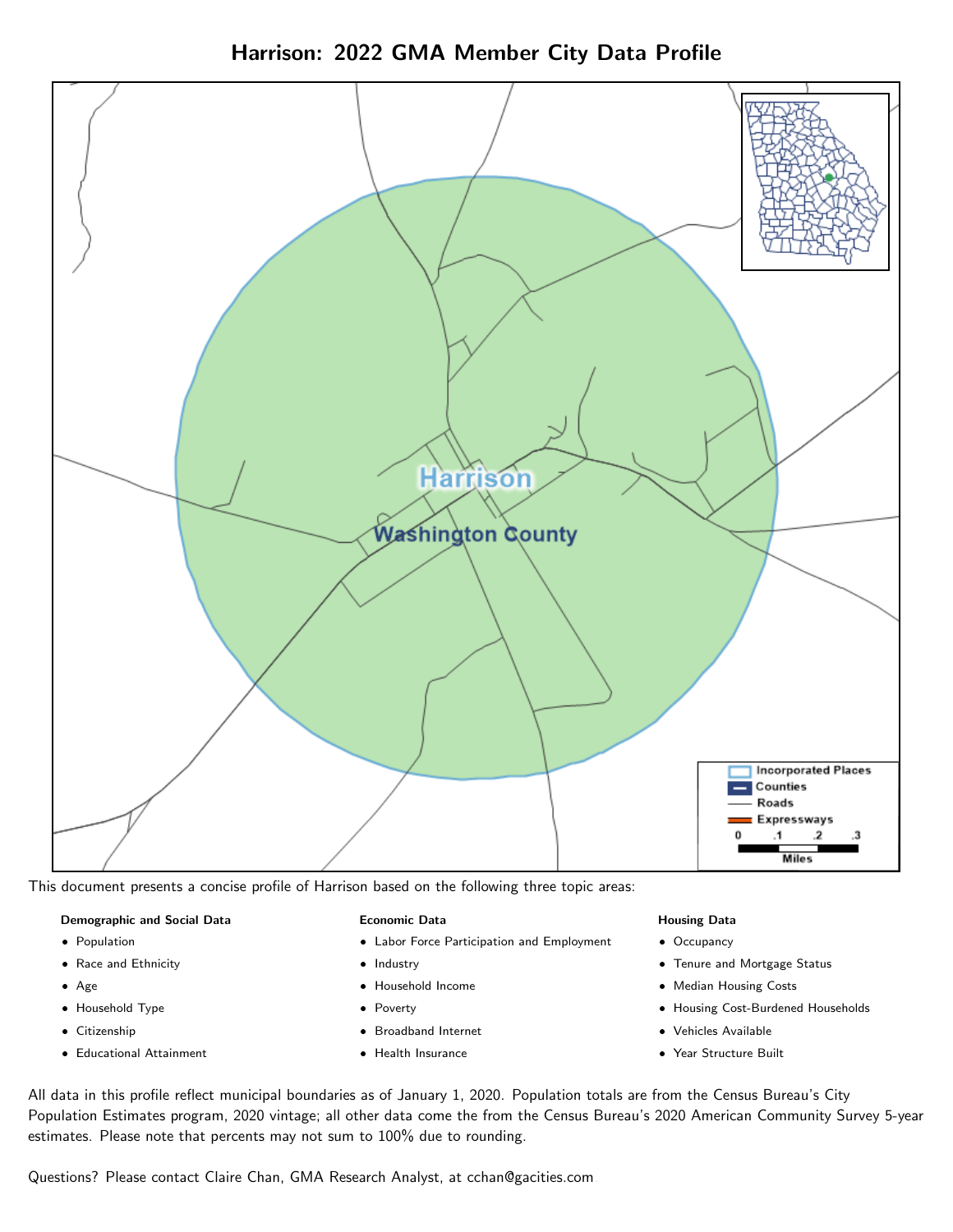# Harrison: 2022 GMA Member City Data Profile

This document presents a concise profile of Harrison based on the following three topic areas:

**Demographic and Social Data**

- Population
- Race and Ethnicity
- Age
- Household Type
- Citizenship
- Educational Attainment

**Economic Data**

- Labor Force Participation and Employment
- Industry
- Household Income
- Poverty
- Broadband Internet
- Health Insurance

**Housing Data**

- Occupancy
- Tenure and Mortgage Status
- Median Housing Costs
- Housing Cost-Burdened Households
- Vehicles Available
- Year Structure Built

All data in this profile reflect municipal boundaries as of January 1, 2020. Population totals are from the Census Bureau's City Population Estimates program, 2020 vintage; all other data come the from the Census Bureau's 2020 American Community Survey 5-year estimates. Please note that percents may not sum to 100% due to rounding.

Questions? Please contact Claire Chan, GMA Research Analyst, at cchan@gacities.com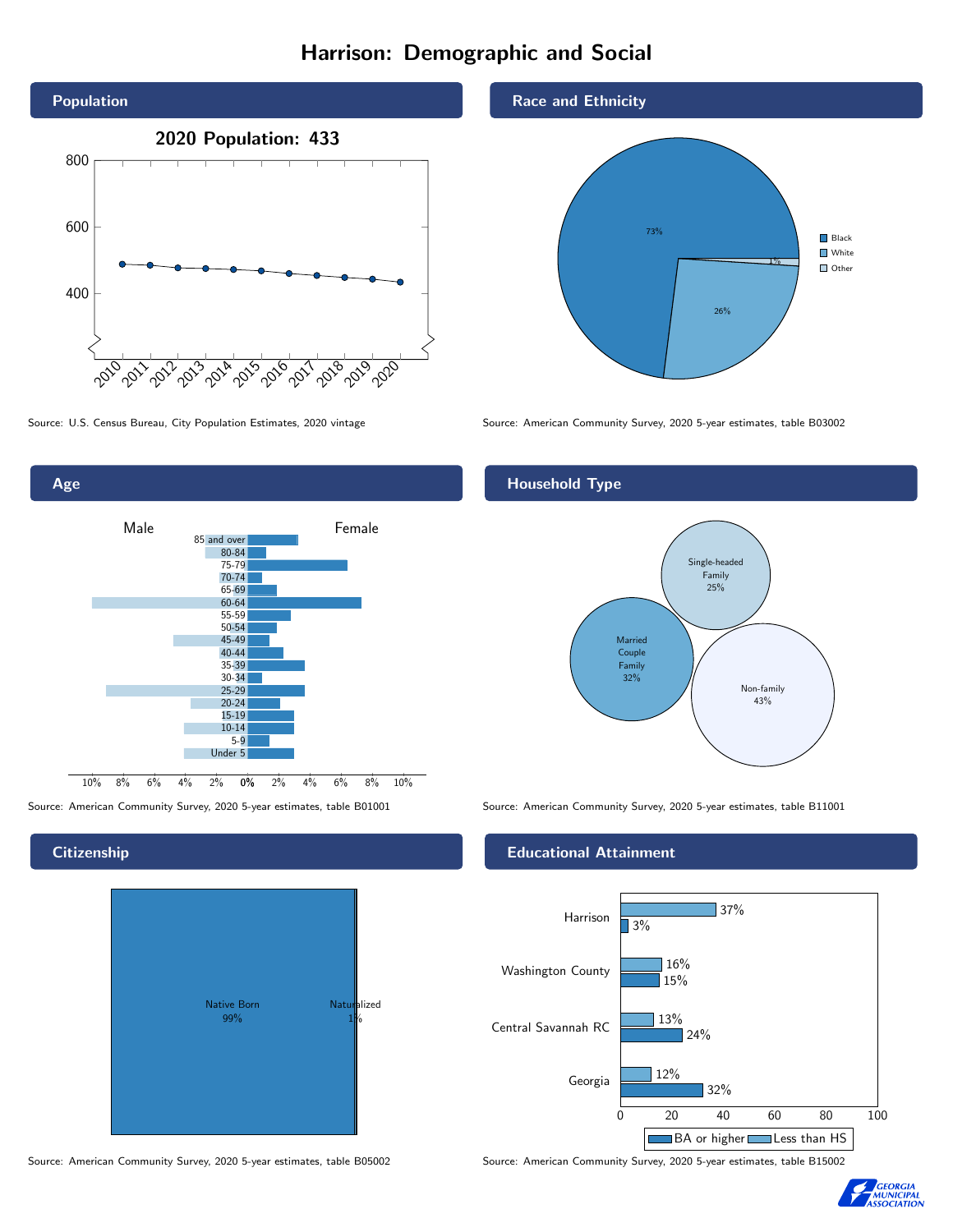# Harrison: Demographic and Social

## Population

**2020 Population: 433**

Source: U.S. Census Bureau, City Population Estimates, 2020 vintage

## Race and Ethnicity

| Race | Percent |
|---|---|
| Black | 73% |
| White | 26% |
| Other | 1% |

Source: American Community Survey, 2020 5-year estimates, table B03002

## Age

Source: American Community Survey, 2020 5-year estimates, table B01001

## Household Type

| Household Type | Percent |
|---|---|
| Single-headed Family | 25% |
| Married Couple Family | 32% |
| Non-family | 43% |

Source: American Community Survey, 2020 5-year estimates, table B11001

## Citizenship

| Citizenship | Percent |
|---|---|
| Native Born | 99% |
| Naturalized | 1% |

Source: American Community Survey, 2020 5-year estimates, table B05002

## Educational Attainment

| Area | Less than HS | BA or higher |
|---|---|---|
| Harrison | 37% | 3% |
| Washington County | 16% | 15% |
| Central Savannah RC | 13% | 24% |
| Georgia | 12% | 32% |

Source: American Community Survey, 2020 5-year estimates, table B15002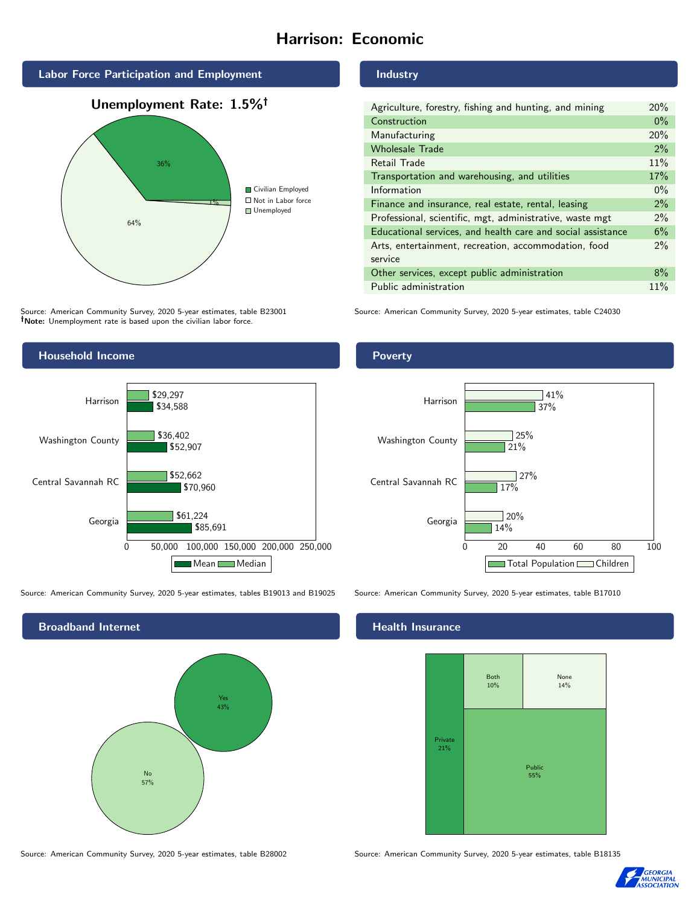# Harrison: Economic

## Labor Force Participation and Employment

**Unemployment Rate: 1.5%†**

| Category | Percent |
|---|---|
| Civilian Employed | 36% |
| Not in Labor force | 64% |
| Unemployed | 1% |

Source: American Community Survey, 2020 5-year estimates, table B23001
**†Note:** Unemployment rate is based upon the civilian labor force.

## Industry

| Industry | Percent |
|---|---|
| Agriculture, forestry, fishing and hunting, and mining | 20% |
| Construction | 0% |
| Manufacturing | 20% |
| Wholesale Trade | 2% |
| Retail Trade | 11% |
| Transportation and warehousing, and utilities | 17% |
| Information | 0% |
| Finance and insurance, real estate, rental, leasing | 2% |
| Professional, scientific, mgt, administrative, waste mgt | 2% |
| Educational services, and health care and social assistance | 6% |
| Arts, entertainment, recreation, accommodation, food service | 2% |
| Other services, except public administration | 8% |
| Public administration | 11% |

Source: American Community Survey, 2020 5-year estimates, table C24030

## Household Income

| | Median | Mean |
|---|---|---|
| Harrison | $29,297 | $34,588 |
| Washington County | $36,402 | $52,907 |
| Central Savannah RC | $52,662 | $70,960 |
| Georgia | $61,224 | $85,691 |

Source: American Community Survey, 2020 5-year estimates, tables B19013 and B19025

## Poverty

| | Children | Total Population |
|---|---|---|
| Harrison | 41% | 37% |
| Washington County | 25% | 21% |
| Central Savannah RC | 27% | 17% |
| Georgia | 20% | 14% |

Source: American Community Survey, 2020 5-year estimates, table B17010

## Broadband Internet

| | Percent |
|---|---|
| Yes | 43% |
| No | 57% |

Source: American Community Survey, 2020 5-year estimates, table B28002

## Health Insurance

| Type | Percent |
|---|---|
| Private | 21% |
| Both | 10% |
| None | 14% |
| Public | 55% |

Source: American Community Survey, 2020 5-year estimates, table B18135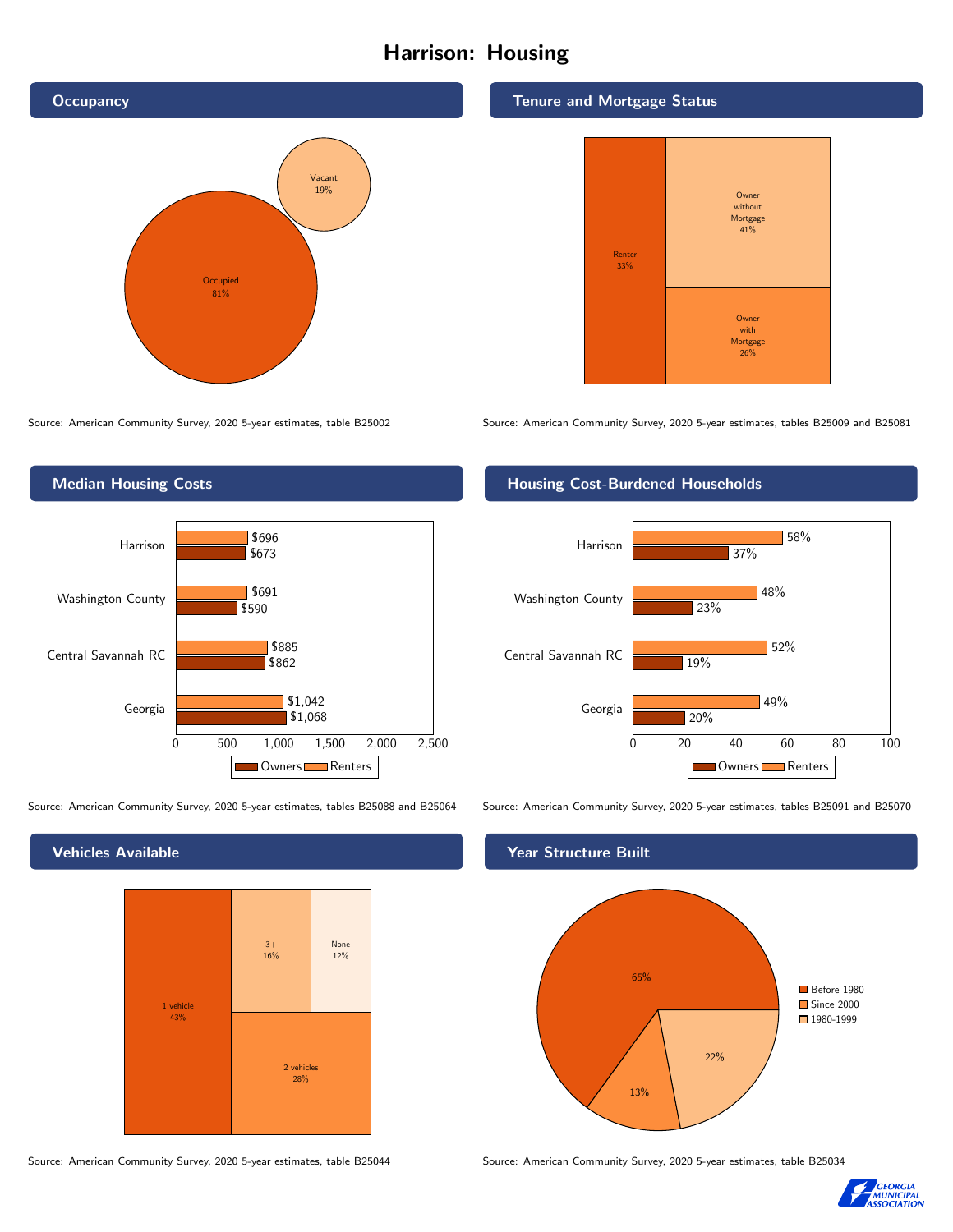# Harrison: Housing

## Occupancy

Vacant
19%

Occupied
81%

Source: American Community Survey, 2020 5-year estimates, table B25002

## Tenure and Mortgage Status

Renter
33%

Owner
without
Mortgage
41%

Owner
with
Mortgage
26%

Source: American Community Survey, 2020 5-year estimates, tables B25009 and B25081

## Median Housing Costs

Harrison
$696
$673

Washington County
$691
$590

Central Savannah RC
$885
$862

Georgia
$1,042
$1,068

0 500 1,000 1,500 2,000 2,500

Owners Renters

Source: American Community Survey, 2020 5-year estimates, tables B25088 and B25064

## Housing Cost-Burdened Households

Harrison
58%
37%

Washington County
48%
23%

Central Savannah RC
52%
19%

Georgia
49%
20%

0 20 40 60 80 100

Owners Renters

Source: American Community Survey, 2020 5-year estimates, tables B25091 and B25070

## Vehicles Available

1 vehicle
43%

3+
16%

None
12%

2 vehicles
28%

Source: American Community Survey, 2020 5-year estimates, table B25044

## Year Structure Built

65%
13%
22%

Before 1980
Since 2000
1980-1999

Source: American Community Survey, 2020 5-year estimates, table B25034